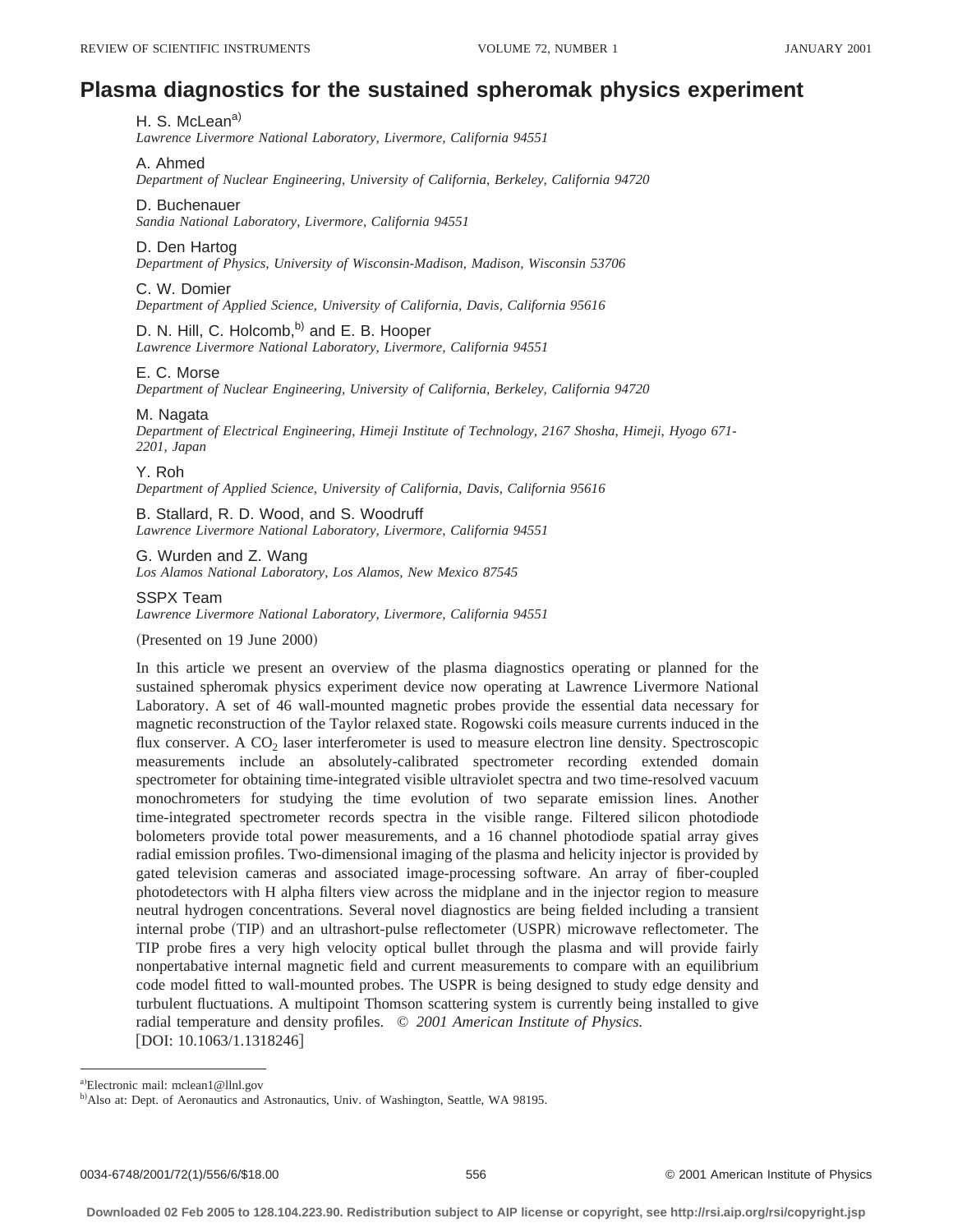# Plasma diagnostics for the sustained spheromak physics experiment

H. S. McLean[a]
*Lawrence Livermore National Laboratory, Livermore, California 94551*

A. Ahmed
*Department of Nuclear Engineering, University of California, Berkeley, California 94720*

D. Buchenauer
*Sandia National Laboratory, Livermore, California 94551*

D. Den Hartog
*Department of Physics, University of Wisconsin-Madison, Madison, Wisconsin 53706*

C. W. Domier
*Department of Applied Science, University of California, Davis, California 95616*

D. N. Hill, C. Holcomb,[b] and E. B. Hooper
*Lawrence Livermore National Laboratory, Livermore, California 94551*

E. C. Morse
*Department of Nuclear Engineering, University of California, Berkeley, California 94720*

M. Nagata
*Department of Electrical Engineering, Himeji Institute of Technology, 2167 Shosha, Himeji, Hyogo 671-2201, Japan*

Y. Roh
*Department of Applied Science, University of California, Davis, California 95616*

B. Stallard, R. D. Wood, and S. Woodruff
*Lawrence Livermore National Laboratory, Livermore, California 94551*

G. Wurden and Z. Wang
*Los Alamos National Laboratory, Los Alamos, New Mexico 87545*

SSPX Team
*Lawrence Livermore National Laboratory, Livermore, California 94551*

(Presented on 19 June 2000)

In this article we present an overview of the plasma diagnostics operating or planned for the sustained spheromak physics experiment device now operating at Lawrence Livermore National Laboratory. A set of 46 wall-mounted magnetic probes provide the essential data necessary for magnetic reconstruction of the Taylor relaxed state. Rogowski coils measure currents induced in the flux conserver. A $CO_2$ laser interferometer is used to measure electron line density. Spectroscopic measurements include an absolutely-calibrated spectrometer recording extended domain spectrometer for obtaining time-integrated visible ultraviolet spectra and two time-resolved vacuum monochrometers for studying the time evolution of two separate emission lines. Another time-integrated spectrometer records spectra in the visible range. Filtered silicon photodiode bolometers provide total power measurements, and a 16 channel photodiode spatial array gives radial emission profiles. Two-dimensional imaging of the plasma and helicity injector is provided by gated television cameras and associated image-processing software. An array of fiber-coupled photodetectors with H alpha filters view across the midplane and in the injector region to measure neutral hydrogen concentrations. Several novel diagnostics are being fielded including a transient internal probe (TIP) and an ultrashort-pulse reflectometer (USPR) microwave reflectometer. The TIP probe fires a very high velocity optical bullet through the plasma and will provide fairly nonpertabative internal magnetic field and current measurements to compare with an equilibrium code model fitted to wall-mounted probes. The USPR is being designed to study edge density and turbulent fluctuations. A multipoint Thomson scattering system is currently being installed to give radial temperature and density profiles. © *2001 American Institute of Physics.*
[DOI: 10.1063/1.1318246]

---

[a]Electronic mail: mclean1@llnl.gov
[b]Also at: Dept. of Aeronautics and Astronautics, Univ. of Washington, Seattle, WA 98195.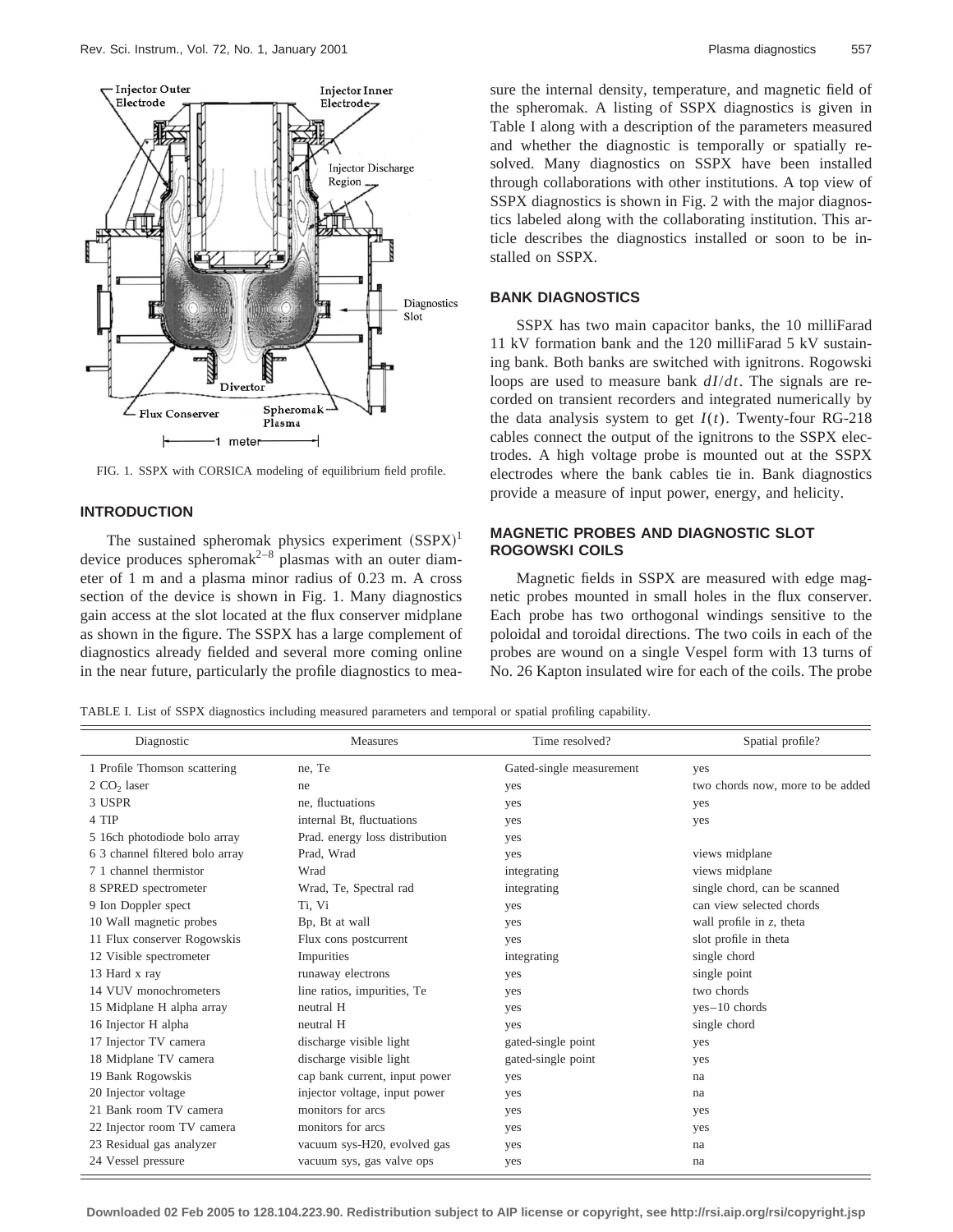FIG. 1. SSPX with CORSICA modeling of equilibrium field profile.

## INTRODUCTION

The sustained spheromak physics experiment (SSPX)[1] device produces spheromak[2–8] plasmas with an outer diameter of 1 m and a plasma minor radius of 0.23 m. A cross section of the device is shown in Fig. 1. Many diagnostics gain access at the slot located at the flux conserver midplane as shown in the figure. The SSPX has a large complement of diagnostics already fielded and several more coming online in the near future, particularly the profile diagnostics to measure the internal density, temperature, and magnetic field of the spheromak. A listing of SSPX diagnostics is given in Table I along with a description of the parameters measured and whether the diagnostic is temporally or spatially resolved. Many diagnostics on SSPX have been installed through collaborations with other institutions. A top view of SSPX diagnostics is shown in Fig. 2 with the major diagnostics labeled along with the collaborating institution. This article describes the diagnostics installed or soon to be installed on SSPX.

## BANK DIAGNOSTICS

SSPX has two main capacitor banks, the 10 milliFarad 11 kV formation bank and the 120 milliFarad 5 kV sustaining bank. Both banks are switched with ignitrons. Rogowski loops are used to measure bank $dI/dt$. The signals are recorded on transient recorders and integrated numerically by the data analysis system to get $I(t)$. Twenty-four RG-218 cables connect the output of the ignitrons to the SSPX electrodes. A high voltage probe is mounted out at the SSPX electrodes where the bank cables tie in. Bank diagnostics provide a measure of input power, energy, and helicity.

## MAGNETIC PROBES AND DIAGNOSTIC SLOT ROGOWSKI COILS

Magnetic fields in SSPX are measured with edge magnetic probes mounted in small holes in the flux conserver. Each probe has two orthogonal windings sensitive to the poloidal and toroidal directions. The two coils in each of the probes are wound on a single Vespel form with 13 turns of No. 26 Kapton insulated wire for each of the coils. The probe

TABLE I. List of SSPX diagnostics including measured parameters and temporal or spatial profiling capability.

| Diagnostic | Measures | Time resolved? | Spatial profile? |
|---|---|---|---|
| 1 Profile Thomson scattering | ne, Te | Gated-single measurement | yes |
| 2 $CO_2$ laser | ne | yes | two chords now, more to be added |
| 3 USPR | ne, fluctuations | yes | yes |
| 4 TIP | internal Bt, fluctuations | yes | yes |
| 5 16ch photodiode bolo array | Prad. energy loss distribution | yes | |
| 6 3 channel filtered bolo array | Prad, Wrad | yes | views midplane |
| 7 1 channel thermistor | Wrad | integrating | views midplane |
| 8 SPRED spectrometer | Wrad, Te, Spectral rad | integrating | single chord, can be scanned |
| 9 Ion Doppler spect | Ti, Vi | yes | can view selected chords |
| 10 Wall magnetic probes | Bp, Bt at wall | yes | wall profile in $z$, theta |
| 11 Flux conserver Rogowskis | Flux cons postcurrent | yes | slot profile in theta |
| 12 Visible spectrometer | Impurities | integrating | single chord |
| 13 Hard x ray | runaway electrons | yes | single point |
| 14 VUV monochrometers | line ratios, impurities, Te | yes | two chords |
| 15 Midplane H alpha array | neutral H | yes | yes–10 chords |
| 16 Injector H alpha | neutral H | yes | single chord |
| 17 Injector TV camera | discharge visible light | gated-single point | yes |
| 18 Midplane TV camera | discharge visible light | gated-single point | yes |
| 19 Bank Rogowskis | cap bank current, input power | yes | na |
| 20 Injector voltage | injector voltage, input power | yes | na |
| 21 Bank room TV camera | monitors for arcs | yes | yes |
| 22 Injector room TV camera | monitors for arcs | yes | yes |
| 23 Residual gas analyzer | vacuum sys-H20, evolved gas | yes | na |
| 24 Vessel pressure | vacuum sys, gas valve ops | yes | na |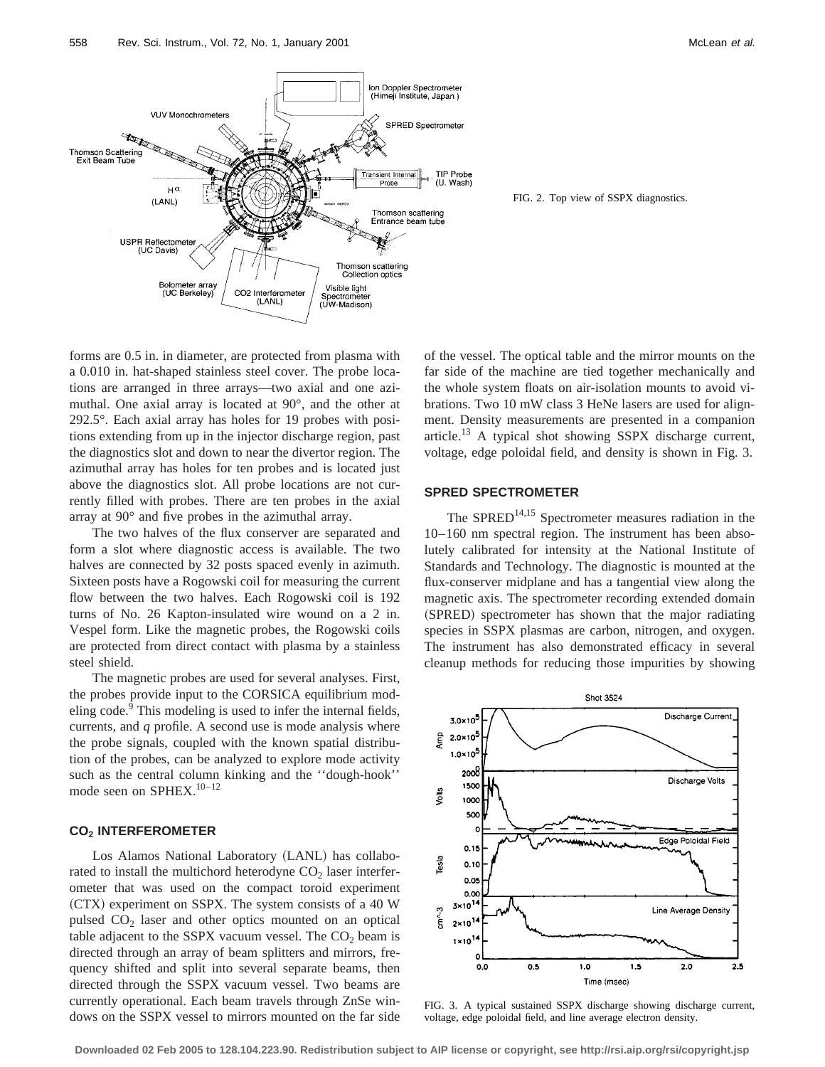FIG. 2. Top view of SSPX diagnostics.

forms are 0.5 in. in diameter, are protected from plasma with a 0.010 in. hat-shaped stainless steel cover. The probe locations are arranged in three arrays—two axial and one azimuthal. One axial array is located at 90°, and the other at 292.5°. Each axial array has holes for 19 probes with positions extending from up in the injector discharge region, past the diagnostics slot and down to near the divertor region. The azimuthal array has holes for ten probes and is located just above the diagnostics slot. All probe locations are not currently filled with probes. There are ten probes in the axial array at 90° and five probes in the azimuthal array.

The two halves of the flux conserver are separated and form a slot where diagnostic access is available. The two halves are connected by 32 posts spaced evenly in azimuth. Sixteen posts have a Rogowski coil for measuring the current flow between the two halves. Each Rogowski coil is 192 turns of No. 26 Kapton-insulated wire wound on a 2 in. Vespel form. Like the magnetic probes, the Rogowski coils are protected from direct contact with plasma by a stainless steel shield.

The magnetic probes are used for several analyses. First, the probes provide input to the CORSICA equilibrium modeling code.[9] This modeling is used to infer the internal fields, currents, and $q$ profile. A second use is mode analysis where the probe signals, coupled with the known spatial distribution of the probes, can be analyzed to explore mode activity such as the central column kinking and the ''dough-hook'' mode seen on SPHEX.[10–12]

## $CO_2$ INTERFEROMETER

Los Alamos National Laboratory (LANL) has collaborated to install the multichord heterodyne $CO_2$ laser interferometer that was used on the compact toroid experiment (CTX) experiment on SSPX. The system consists of a 40 W pulsed $CO_2$ laser and other optics mounted on an optical table adjacent to the SSPX vacuum vessel. The $CO_2$ beam is directed through an array of beam splitters and mirrors, frequency shifted and split into several separate beams, then directed through the SSPX vacuum vessel. Two beams are currently operational. Each beam travels through ZnSe windows on the SSPX vessel to mirrors mounted on the far side of the vessel. The optical table and the mirror mounts on the far side of the machine are tied together mechanically and the whole system floats on air-isolation mounts to avoid vibrations. Two 10 mW class 3 HeNe lasers are used for alignment. Density measurements are presented in a companion article.[13] A typical shot showing SSPX discharge current, voltage, edge poloidal field, and density is shown in Fig. 3.

## SPRED SPECTROMETER

The SPRED[14,15] Spectrometer measures radiation in the 10–160 nm spectral region. The instrument has been absolutely calibrated for intensity at the National Institute of Standards and Technology. The diagnostic is mounted at the flux-conserver midplane and has a tangential view along the magnetic axis. The spectrometer recording extended domain (SPRED) spectrometer has shown that the major radiating species in SSPX plasmas are carbon, nitrogen, and oxygen. The instrument has also demonstrated efficacy in several cleanup methods for reducing those impurities by showing

FIG. 3. A typical sustained SSPX discharge showing discharge current, voltage, edge poloidal field, and line average electron density.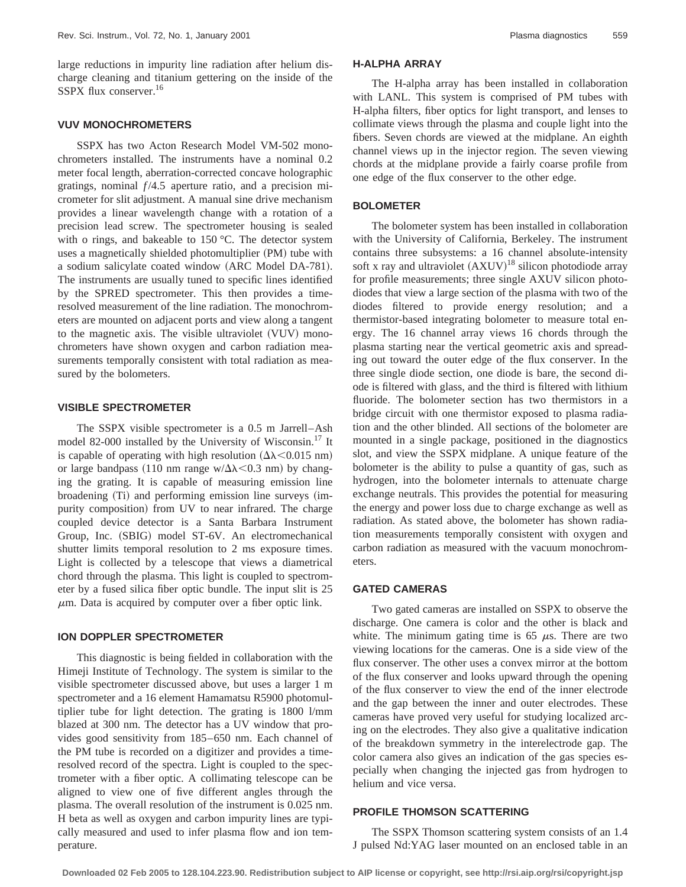large reductions in impurity line radiation after helium discharge cleaning and titanium gettering on the inside of the SSPX flux conserver.[16]

## VUV MONOCHROMETERS

SSPX has two Acton Research Model VM-502 monochrometers installed. The instruments have a nominal 0.2 meter focal length, aberration-corrected concave holographic gratings, nominal $f/4.5$ aperture ratio, and a precision micrometer for slit adjustment. A manual sine drive mechanism provides a linear wavelength change with a rotation of a precision lead screw. The spectrometer housing is sealed with o rings, and bakeable to 150 °C. The detector system uses a magnetically shielded photomultiplier (PM) tube with a sodium salicylate coated window (ARC Model DA-781). The instruments are usually tuned to specific lines identified by the SPRED spectrometer. This then provides a time-resolved measurement of the line radiation. The monochrometers are mounted on adjacent ports and view along a tangent to the magnetic axis. The visible ultraviolet (VUV) monochrometers have shown oxygen and carbon radiation measurements temporally consistent with total radiation as measured by the bolometers.

## VISIBLE SPECTROMETER

The SSPX visible spectrometer is a 0.5 m Jarrell–Ash model 82-000 installed by the University of Wisconsin.[17] It is capable of operating with high resolution ($\Delta\lambda < 0.015$ nm) or large bandpass (110 nm range w/$\Delta\lambda < 0.3$ nm) by changing the grating. It is capable of measuring emission line broadening (Ti) and performing emission line surveys (impurity composition) from UV to near infrared. The charge coupled device detector is a Santa Barbara Instrument Group, Inc. (SBIG) model ST-6V. An electromechanical shutter limits temporal resolution to 2 ms exposure times. Light is collected by a telescope that views a diametrical chord through the plasma. This light is coupled to spectrometer by a fused silica fiber optic bundle. The input slit is 25 $\mu$m. Data is acquired by computer over a fiber optic link.

## ION DOPPLER SPECTROMETER

This diagnostic is being fielded in collaboration with the Himeji Institute of Technology. The system is similar to the visible spectrometer discussed above, but uses a larger 1 m spectrometer and a 16 element Hamamatsu R5900 photomultiplier tube for light detection. The grating is 1800 l/mm blazed at 300 nm. The detector has a UV window that provides good sensitivity from 185–650 nm. Each channel of the PM tube is recorded on a digitizer and provides a time-resolved record of the spectra. Light is coupled to the spectrometer with a fiber optic. A collimating telescope can be aligned to view one of five different angles through the plasma. The overall resolution of the instrument is 0.025 nm. H beta as well as oxygen and carbon impurity lines are typically measured and used to infer plasma flow and ion temperature.

## H-ALPHA ARRAY

The H-alpha array has been installed in collaboration with LANL. This system is comprised of PM tubes with H-alpha filters, fiber optics for light transport, and lenses to collimate views through the plasma and couple light into the fibers. Seven chords are viewed at the midplane. An eighth channel views up in the injector region. The seven viewing chords at the midplane provide a fairly coarse profile from one edge of the flux conserver to the other edge.

## BOLOMETER

The bolometer system has been installed in collaboration with the University of California, Berkeley. The instrument contains three subsystems: a 16 channel absolute-intensity soft x ray and ultraviolet (AXUV)[18] silicon photodiode array for profile measurements; three single AXUV silicon photodiodes that view a large section of the plasma with two of the diodes filtered to provide energy resolution; and a thermistor-based integrating bolometer to measure total energy. The 16 channel array views 16 chords through the plasma starting near the vertical geometric axis and spreading out toward the outer edge of the flux conserver. In the three single diode section, one diode is bare, the second diode is filtered with glass, and the third is filtered with lithium fluoride. The bolometer section has two thermistors in a bridge circuit with one thermistor exposed to plasma radiation and the other blinded. All sections of the bolometer are mounted in a single package, positioned in the diagnostics slot, and view the SSPX midplane. A unique feature of the bolometer is the ability to pulse a quantity of gas, such as hydrogen, into the bolometer internals to attenuate charge exchange neutrals. This provides the potential for measuring the energy and power loss due to charge exchange as well as radiation. As stated above, the bolometer has shown radiation measurements temporally consistent with oxygen and carbon radiation as measured with the vacuum monochrometers.

## GATED CAMERAS

Two gated cameras are installed on SSPX to observe the discharge. One camera is color and the other is black and white. The minimum gating time is 65 $\mu$s. There are two viewing locations for the cameras. One is a side view of the flux conserver. The other uses a convex mirror at the bottom of the flux conserver and looks upward through the opening of the flux conserver to view the end of the inner electrode and the gap between the inner and outer electrodes. These cameras have proved very useful for studying localized arcing on the electrodes. They also give a qualitative indication of the breakdown symmetry in the interelectrode gap. The color camera also gives an indication of the gas species especially when changing the injected gas from hydrogen to helium and vice versa.

## PROFILE THOMSON SCATTERING

The SSPX Thomson scattering system consists of an 1.4 J pulsed Nd:YAG laser mounted on an enclosed table in an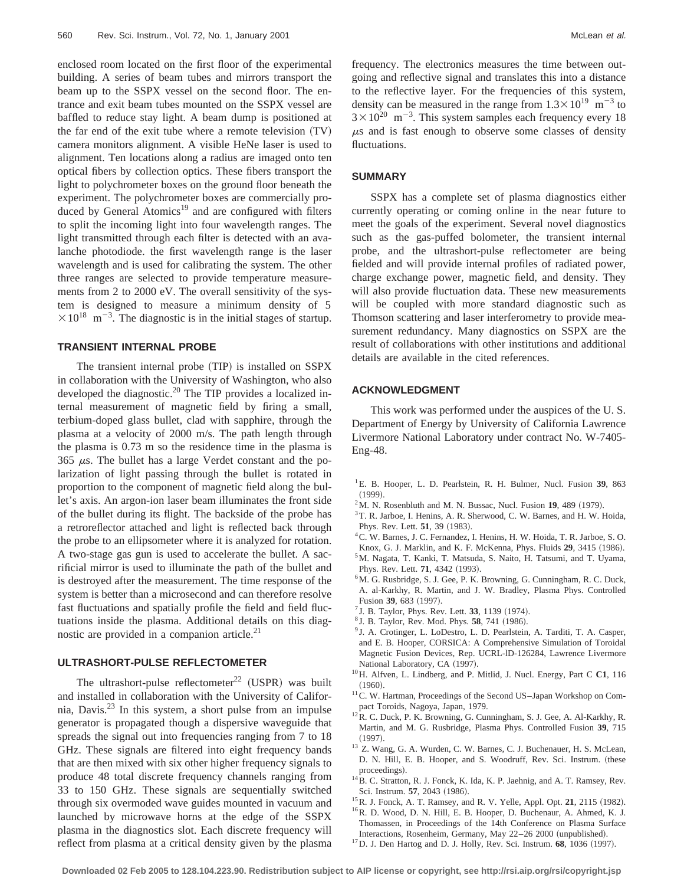enclosed room located on the first floor of the experimental building. A series of beam tubes and mirrors transport the beam up to the SSPX vessel on the second floor. The entrance and exit beam tubes mounted on the SSPX vessel are baffled to reduce stay light. A beam dump is positioned at the far end of the exit tube where a remote television (TV) camera monitors alignment. A visible HeNe laser is used to alignment. Ten locations along a radius are imaged onto ten optical fibers by collection optics. These fibers transport the light to polychrometer boxes on the ground floor beneath the experiment. The polychrometer boxes are commercially produced by General Atomics[19] and are configured with filters to split the incoming light into four wavelength ranges. The light transmitted through each filter is detected with an avalanche photodiode. the first wavelength range is the laser wavelength and is used for calibrating the system. The other three ranges are selected to provide temperature measurements from 2 to 2000 eV. The overall sensitivity of the system is designed to measure a minimum density of $5 \times 10^{18}$ m$^{-3}$. The diagnostic is in the initial stages of startup.

## TRANSIENT INTERNAL PROBE

The transient internal probe (TIP) is installed on SSPX in collaboration with the University of Washington, who also developed the diagnostic.[20] The TIP provides a localized internal measurement of magnetic field by firing a small, terbium-doped glass bullet, clad with sapphire, through the plasma at a velocity of 2000 m/s. The path length through the plasma is 0.73 m so the residence time in the plasma is 365 $\mu$s. The bullet has a large Verdet constant and the polarization of light passing through the bullet is rotated in proportion to the component of magnetic field along the bullet's axis. An argon-ion laser beam illuminates the front side of the bullet during its flight. The backside of the probe has a retroreflector attached and light is reflected back through the probe to an ellipsometer where it is analyzed for rotation. A two-stage gas gun is used to accelerate the bullet. A sacrificial mirror is used to illuminate the path of the bullet and is destroyed after the measurement. The time response of the system is better than a microsecond and can therefore resolve fast fluctuations and spatially profile the field and field fluctuations inside the plasma. Additional details on this diagnostic are provided in a companion article.[21]

## ULTRASHORT-PULSE REFLECTOMETER

The ultrashort-pulse reflectometer[22] (USPR) was built and installed in collaboration with the University of California, Davis.[23] In this system, a short pulse from an impulse generator is propagated though a dispersive waveguide that spreads the signal out into frequencies ranging from 7 to 18 GHz. These signals are filtered into eight frequency bands that are then mixed with six other higher frequency signals to produce 48 total discrete frequency channels ranging from 33 to 150 GHz. These signals are sequentially switched through six overmoded wave guides mounted in vacuum and launched by microwave horns at the edge of the SSPX plasma in the diagnostics slot. Each discrete frequency will reflect from plasma at a critical density given by the plasma frequency. The electronics measures the time between outgoing and reflective signal and translates this into a distance to the reflective layer. For the frequencies of this system, density can be measured in the range from $1.3 \times 10^{19}$ m$^{-3}$ to $3 \times 10^{20}$ m$^{-3}$. This system samples each frequency every 18 $\mu$s and is fast enough to observe some classes of density fluctuations.

## SUMMARY

SSPX has a complete set of plasma diagnostics either currently operating or coming online in the near future to meet the goals of the experiment. Several novel diagnostics such as the gas-puffed bolometer, the transient internal probe, and the ultrashort-pulse reflectometer are being fielded and will provide internal profiles of radiated power, charge exchange power, magnetic field, and density. They will also provide fluctuation data. These new measurements will be coupled with more standard diagnostic such as Thomson scattering and laser interferometry to provide measurement redundancy. Many diagnostics on SSPX are the result of collaborations with other institutions and additional details are available in the cited references.

## ACKNOWLEDGMENT

This work was performed under the auspices of the U. S. Department of Energy by University of California Lawrence Livermore National Laboratory under contract No. W-7405-Eng-48.

[1] E. B. Hooper, L. D. Pearlstein, R. H. Bulmer, Nucl. Fusion **39**, 863 (1999).
[2] M. N. Rosenbluth and M. N. Bussac, Nucl. Fusion **19**, 489 (1979).
[3] T. R. Jarboe, I. Henins, A. R. Sherwood, C. W. Barnes, and H. W. Hoida, Phys. Rev. Lett. **51**, 39 (1983).
[4] C. W. Barnes, J. C. Fernandez, I. Henins, H. W. Hoida, T. R. Jarboe, S. O. Knox, G. J. Marklin, and K. F. McKenna, Phys. Fluids **29**, 3415 (1986).
[5] M. Nagata, T. Kanki, T. Matsuda, S. Naito, H. Tatsumi, and T. Uyama, Phys. Rev. Lett. **71**, 4342 (1993).
[6] M. G. Rusbridge, S. J. Gee, P. K. Browning, G. Cunningham, R. C. Duck, A. al-Karkhy, R. Martin, and J. W. Bradley, Plasma Phys. Controlled Fusion **39**, 683 (1997).
[7] J. B. Taylor, Phys. Rev. Lett. **33**, 1139 (1974).
[8] J. B. Taylor, Rev. Mod. Phys. **58**, 741 (1986).
[9] J. A. Crotinger, L. LoDestro, L. D. Pearlstein, A. Tarditi, T. A. Casper, and E. B. Hooper, CORSICA: A Comprehensive Simulation of Toroidal Magnetic Fusion Devices, Rep. UCRL-lD-126284, Lawrence Livermore National Laboratory, CA (1997).
[10] H. Alfven, L. Lindberg, and P. Mitlid, J. Nucl. Energy, Part C **C1**, 116 (1960).
[11] C. W. Hartman, Proceedings of the Second US–Japan Workshop on Compact Toroids, Nagoya, Japan, 1979.
[12] R. C. Duck, P. K. Browning, G. Cunningham, S. J. Gee, A. Al-Karkhy, R. Martin, and M. G. Rusbridge, Plasma Phys. Controlled Fusion **39**, 715 (1997).
[13] Z. Wang, G. A. Wurden, C. W. Barnes, C. J. Buchenauer, H. S. McLean, D. N. Hill, E. B. Hooper, and S. Woodruff, Rev. Sci. Instrum. (these proceedings).
[14] B. C. Stratton, R. J. Fonck, K. Ida, K. P. Jaehnig, and A. T. Ramsey, Rev. Sci. Instrum. **57**, 2043 (1986).
[15] R. J. Fonck, A. T. Ramsey, and R. V. Yelle, Appl. Opt. **21**, 2115 (1982).
[16] R. D. Wood, D. N. Hill, E. B. Hooper, D. Buchenaur, A. Ahmed, K. J. Thomassen, in Proceedings of the 14th Conference on Plasma Surface Interactions, Rosenheim, Germany, May 22–26 2000 (unpublished).
[17] D. J. Den Hartog and D. J. Holly, Rev. Sci. Instrum. **68**, 1036 (1997).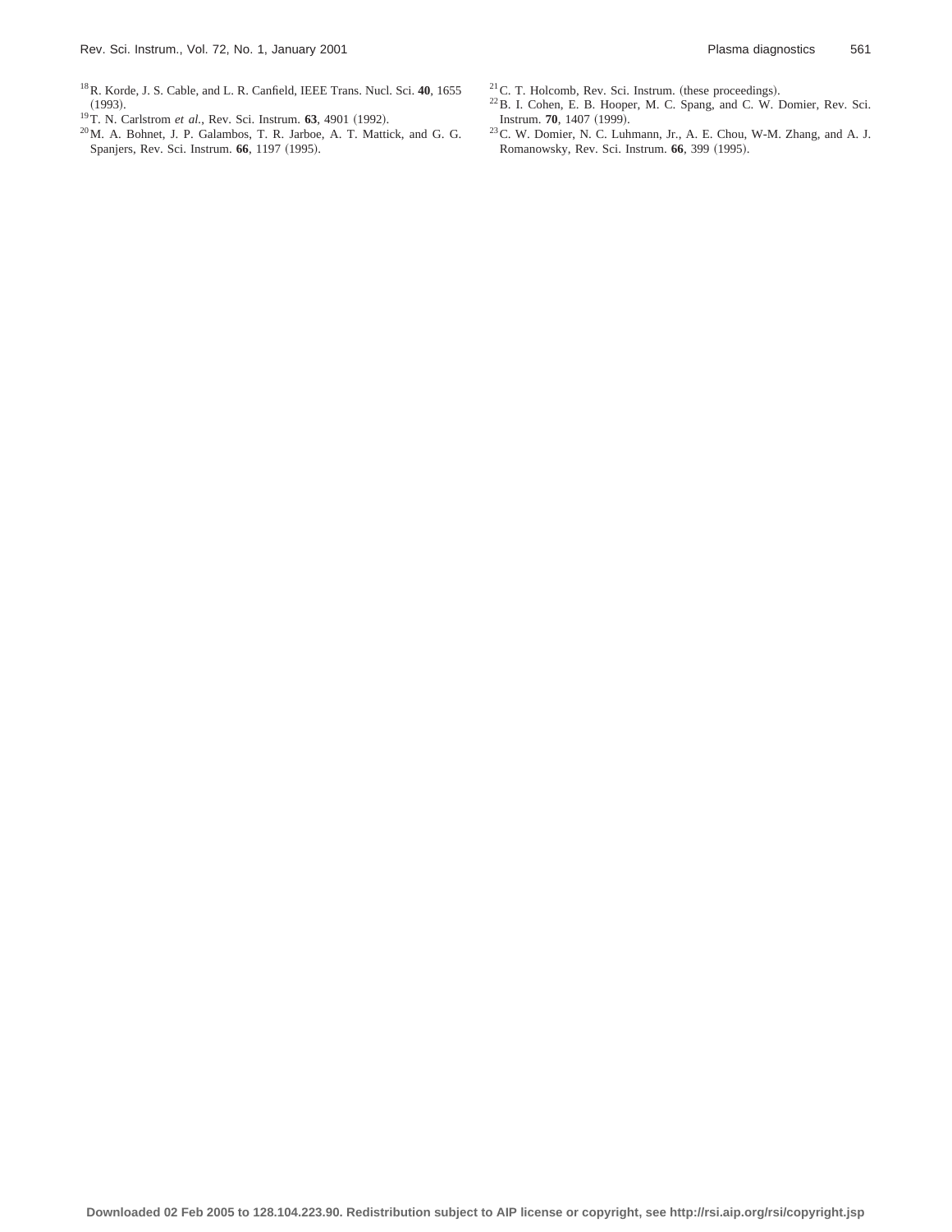[18] R. Korde, J. S. Cable, and L. R. Canfield, IEEE Trans. Nucl. Sci. **40**, 1655 (1993).

[19] T. N. Carlstrom *et al.*, Rev. Sci. Instrum. **63**, 4901 (1992).

[20] M. A. Bohnet, J. P. Galambos, T. R. Jarboe, A. T. Mattick, and G. G. Spanjers, Rev. Sci. Instrum. **66**, 1197 (1995).

[21] C. T. Holcomb, Rev. Sci. Instrum. (these proceedings).

[22] B. I. Cohen, E. B. Hooper, M. C. Spang, and C. W. Domier, Rev. Sci. Instrum. **70**, 1407 (1999).

[23] C. W. Domier, N. C. Luhmann, Jr., A. E. Chou, W-M. Zhang, and A. J. Romanowsky, Rev. Sci. Instrum. **66**, 399 (1995).

**Downloaded 02 Feb 2005 to 128.104.223.90. Redistribution subject to AIP license or copyright, see http://rsi.aip.org/rsi/copyright.jsp**